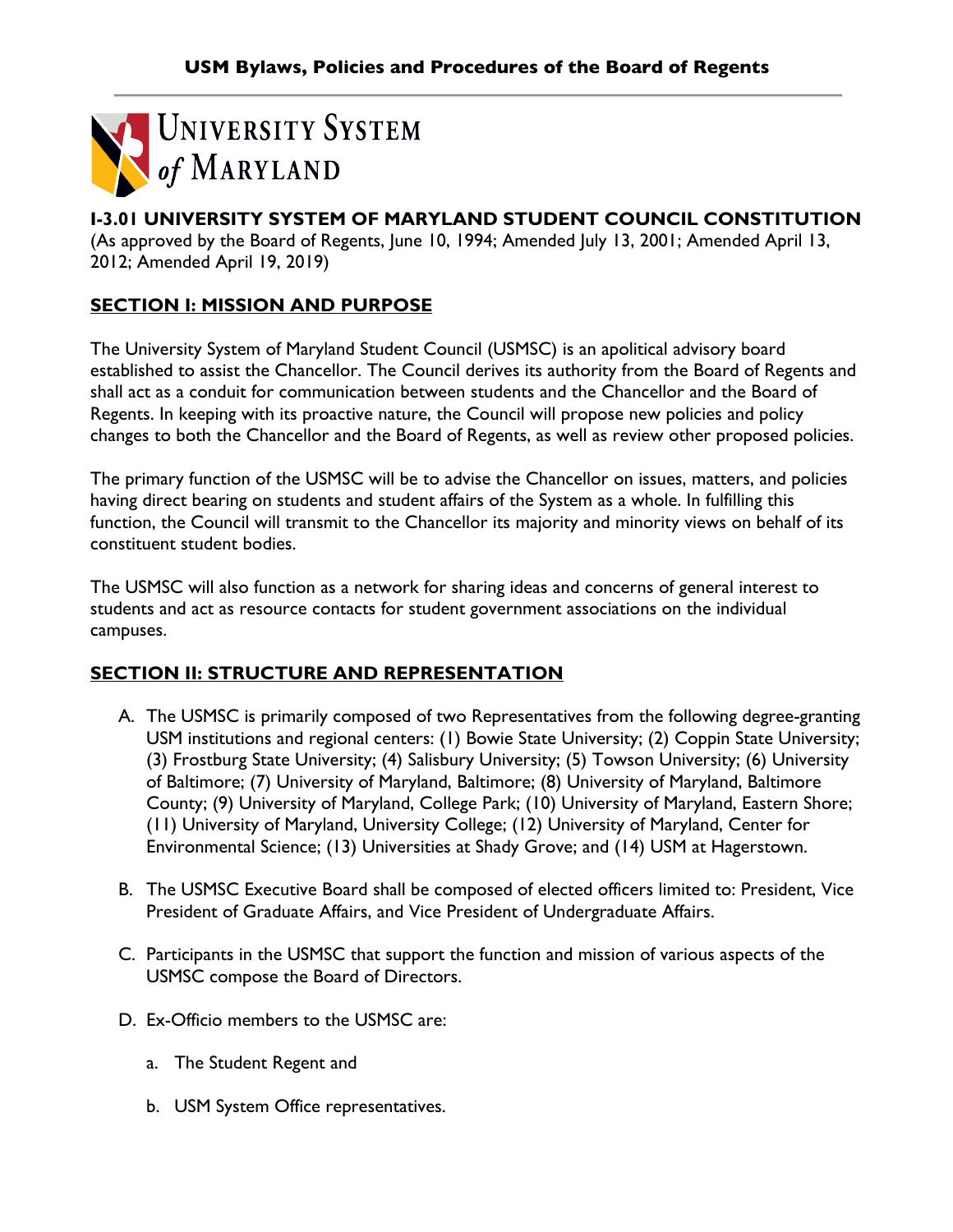# I-3.01 UNIVERSITY SYSTEM OF MARYLAND STUDENT COUNCIL CONSTITUTION

(As approved by the Board of Regents, June 10, 1994; Amended July 13, 2001; Amended April 13, 2012; Amended April 19, 2019)

## SECTION I: MISSION AND PURPOSE

The University System of Maryland Student Council (USMSC) is an apolitical advisory board established to assist the Chancellor. The Council derives its authority from the Board of Regents and shall act as a conduit for communication between students and the Chancellor and the Board of Regents. In keeping with its proactive nature, the Council will propose new policies and policy changes to both the Chancellor and the Board of Regents, as well as review other proposed policies.

The primary function of the USMSC will be to advise the Chancellor on issues, matters, and policies having direct bearing on students and student affairs of the System as a whole. In fulfilling this function, the Council will transmit to the Chancellor its majority and minority views on behalf of its constituent student bodies.

The USMSC will also function as a network for sharing ideas and concerns of general interest to students and act as resource contacts for student government associations on the individual campuses.

## SECTION II: STRUCTURE AND REPRESENTATION

A. The USMSC is primarily composed of two Representatives from the following degree-granting USM institutions and regional centers: (1) Bowie State University; (2) Coppin State University; (3) Frostburg State University; (4) Salisbury University; (5) Towson University; (6) University of Baltimore; (7) University of Maryland, Baltimore; (8) University of Maryland, Baltimore County; (9) University of Maryland, College Park; (10) University of Maryland, Eastern Shore; (11) University of Maryland, University College; (12) University of Maryland, Center for Environmental Science; (13) Universities at Shady Grove; and (14) USM at Hagerstown.

B. The USMSC Executive Board shall be composed of elected officers limited to: President, Vice President of Graduate Affairs, and Vice President of Undergraduate Affairs.

C. Participants in the USMSC that support the function and mission of various aspects of the USMSC compose the Board of Directors.

D. Ex-Officio members to the USMSC are:

   a. The Student Regent and

   b. USM System Office representatives.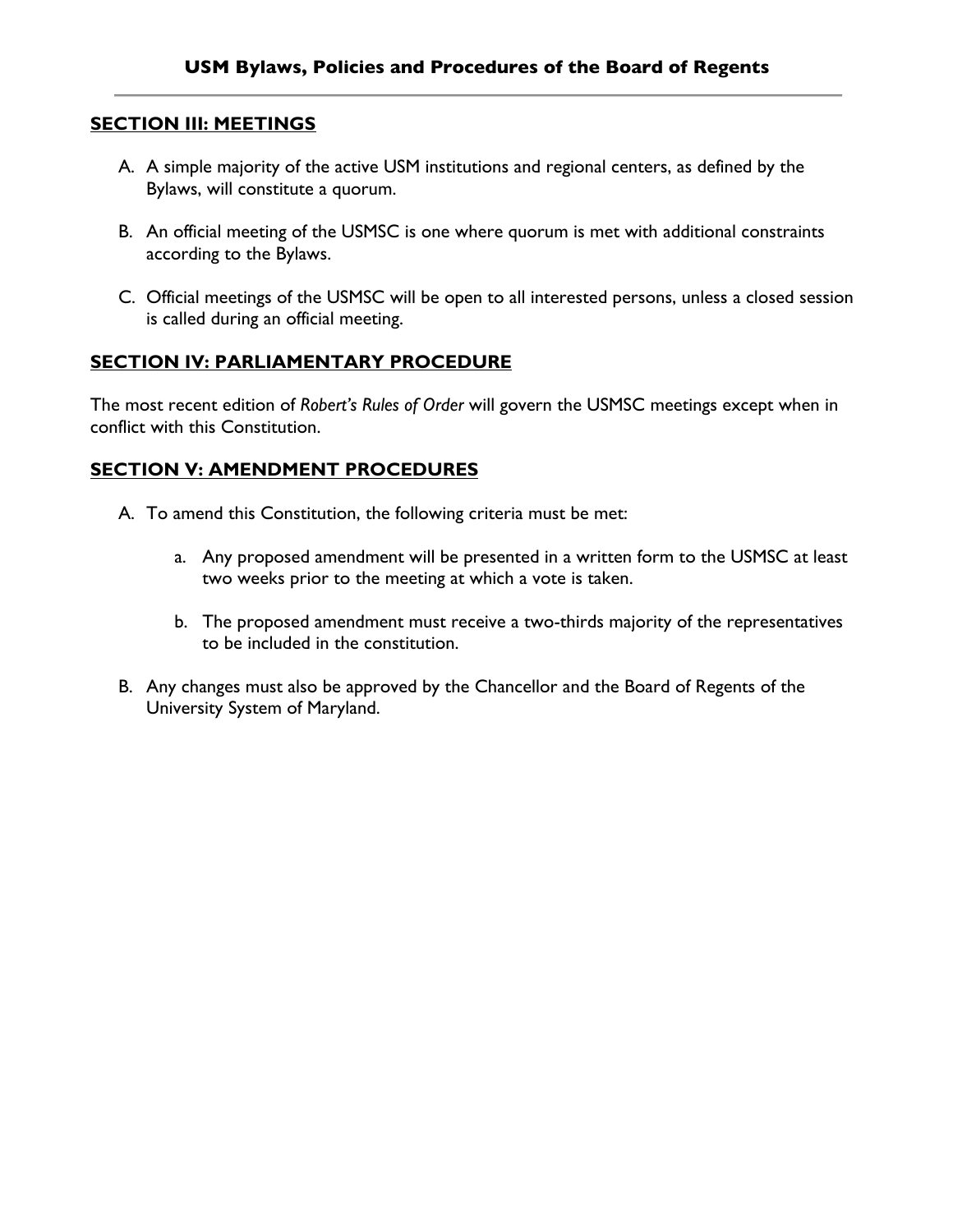## SECTION III: MEETINGS

A. A simple majority of the active USM institutions and regional centers, as defined by the Bylaws, will constitute a quorum.

B. An official meeting of the USMSC is one where quorum is met with additional constraints according to the Bylaws.

C. Official meetings of the USMSC will be open to all interested persons, unless a closed session is called during an official meeting.

## SECTION IV: PARLIAMENTARY PROCEDURE

The most recent edition of *Robert's Rules of Order* will govern the USMSC meetings except when in conflict with this Constitution.

## SECTION V: AMENDMENT PROCEDURES

A. To amend this Constitution, the following criteria must be met:

   a. Any proposed amendment will be presented in a written form to the USMSC at least two weeks prior to the meeting at which a vote is taken.

   b. The proposed amendment must receive a two-thirds majority of the representatives to be included in the constitution.

B. Any changes must also be approved by the Chancellor and the Board of Regents of the University System of Maryland.